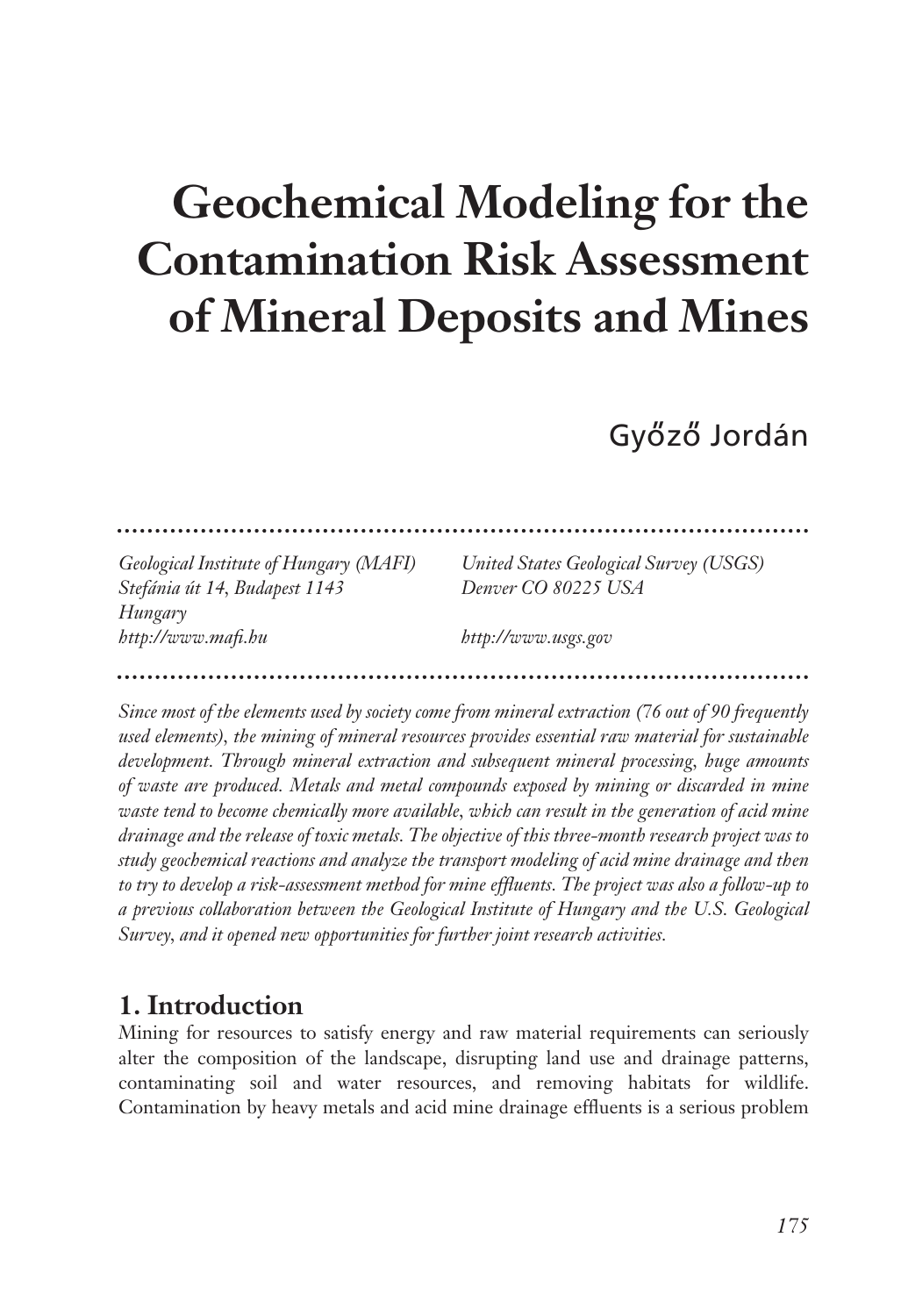# Geochemical Modeling for the Contamination Risk Assessment of Mineral Deposits and Mines

Győző Jordán

*Geological Institute of Hungary (MAFI)*
*Stefánia út 14, Budapest 1143*
*Hungary*
*http://www.mafi.hu*

*United States Geological Survey (USGS)*
*Denver CO 80225 USA*
*http://www.usgs.gov*

*Since most of the elements used by society come from mineral extraction (76 out of 90 frequently used elements), the mining of mineral resources provides essential raw material for sustainable development. Through mineral extraction and subsequent mineral processing, huge amounts of waste are produced. Metals and metal compounds exposed by mining or discarded in mine waste tend to become chemically more available, which can result in the generation of acid mine drainage and the release of toxic metals. The objective of this three-month research project was to study geochemical reactions and analyze the transport modeling of acid mine drainage and then to try to develop a risk-assessment method for mine effluents. The project was also a follow-up to a previous collaboration between the Geological Institute of Hungary and the U.S. Geological Survey, and it opened new opportunities for further joint research activities.*

## 1. Introduction

Mining for resources to satisfy energy and raw material requirements can seriously alter the composition of the landscape, disrupting land use and drainage patterns, contaminating soil and water resources, and removing habitats for wildlife. Contamination by heavy metals and acid mine drainage effluents is a serious problem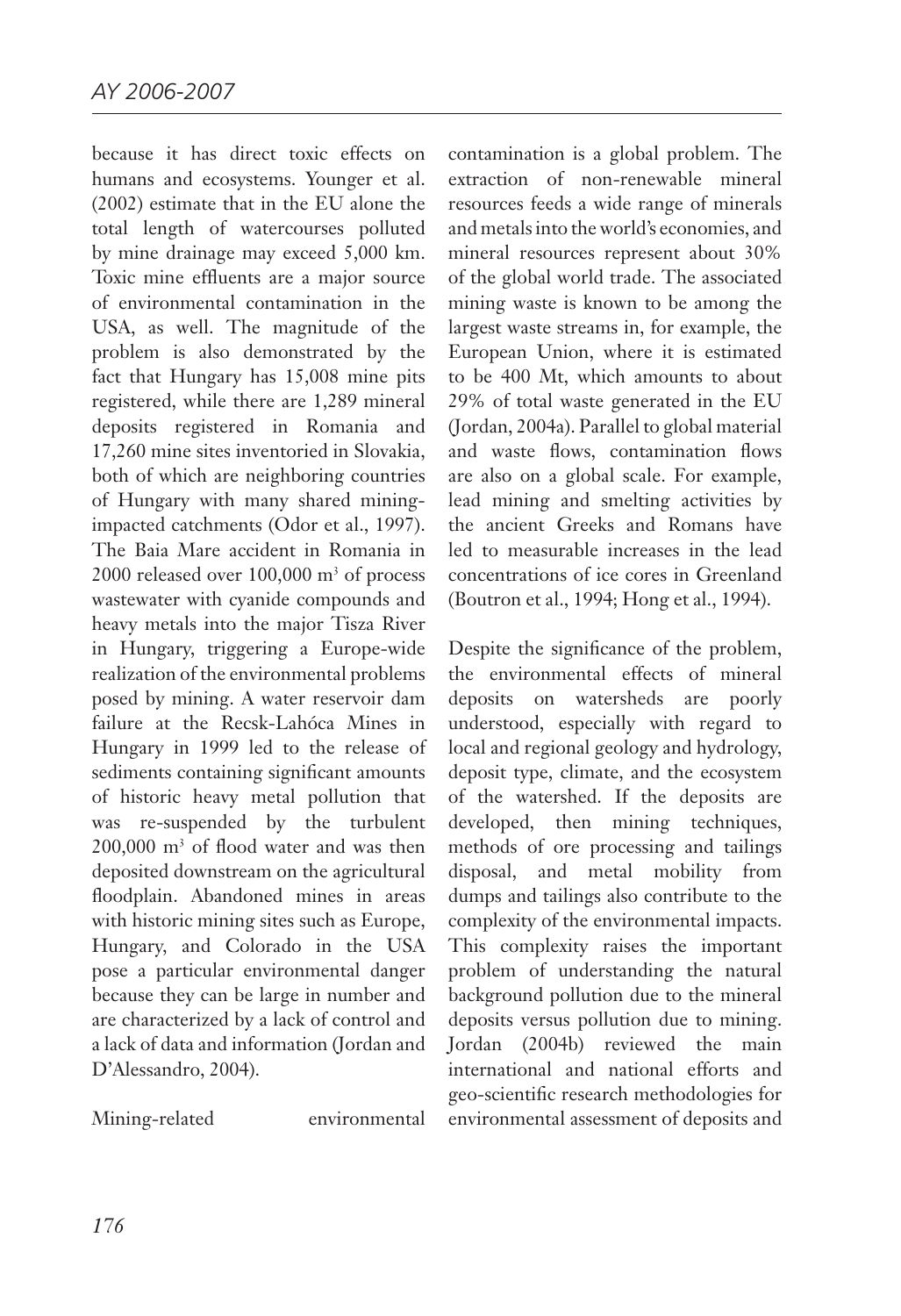because it has direct toxic effects on humans and ecosystems. Younger et al. (2002) estimate that in the EU alone the total length of watercourses polluted by mine drainage may exceed 5,000 km. Toxic mine effluents are a major source of environmental contamination in the USA, as well. The magnitude of the problem is also demonstrated by the fact that Hungary has 15,008 mine pits registered, while there are 1,289 mineral deposits registered in Romania and 17,260 mine sites inventoried in Slovakia, both of which are neighboring countries of Hungary with many shared mining-impacted catchments (Odor et al., 1997). The Baia Mare accident in Romania in 2000 released over 100,000 $m^3$ of process wastewater with cyanide compounds and heavy metals into the major Tisza River in Hungary, triggering a Europe-wide realization of the environmental problems posed by mining. A water reservoir dam failure at the Recsk-Lahóca Mines in Hungary in 1999 led to the release of sediments containing significant amounts of historic heavy metal pollution that was re-suspended by the turbulent 200,000 $m^3$ of flood water and was then deposited downstream on the agricultural floodplain. Abandoned mines in areas with historic mining sites such as Europe, Hungary, and Colorado in the USA pose a particular environmental danger because they can be large in number and are characterized by a lack of control and a lack of data and information (Jordan and D'Alessandro, 2004).

Mining-related environmental contamination is a global problem. The extraction of non-renewable mineral resources feeds a wide range of minerals and metals into the world's economies, and mineral resources represent about 30% of the global world trade. The associated mining waste is known to be among the largest waste streams in, for example, the European Union, where it is estimated to be 400 Mt, which amounts to about 29% of total waste generated in the EU (Jordan, 2004a). Parallel to global material and waste flows, contamination flows are also on a global scale. For example, lead mining and smelting activities by the ancient Greeks and Romans have led to measurable increases in the lead concentrations of ice cores in Greenland (Boutron et al., 1994; Hong et al., 1994).

Despite the significance of the problem, the environmental effects of mineral deposits on watersheds are poorly understood, especially with regard to local and regional geology and hydrology, deposit type, climate, and the ecosystem of the watershed. If the deposits are developed, then mining techniques, methods of ore processing and tailings disposal, and metal mobility from dumps and tailings also contribute to the complexity of the environmental impacts. This complexity raises the important problem of understanding the natural background pollution due to the mineral deposits versus pollution due to mining. Jordan (2004b) reviewed the main international and national efforts and geo-scientific research methodologies for environmental assessment of deposits and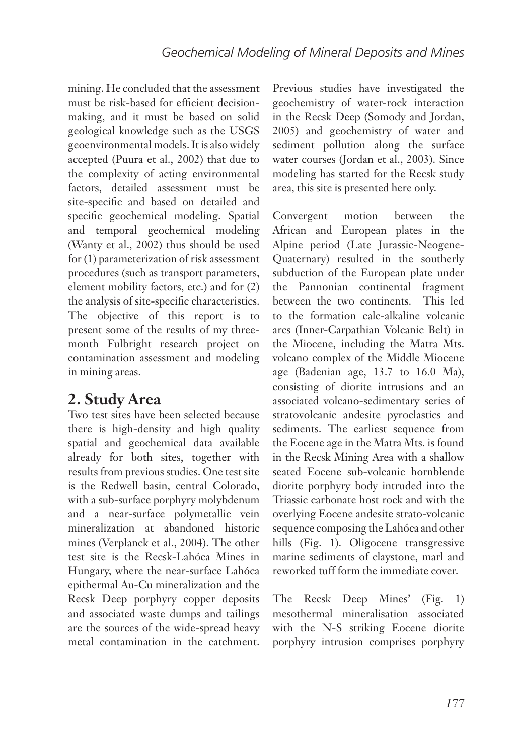mining. He concluded that the assessment must be risk-based for efficient decision-making, and it must be based on solid geological knowledge such as the USGS geoenvironmental models. It is also widely accepted (Puura et al., 2002) that due to the complexity of acting environmental factors, detailed assessment must be site-specific and based on detailed and specific geochemical modeling. Spatial and temporal geochemical modeling (Wanty et al., 2002) thus should be used for (1) parameterization of risk assessment procedures (such as transport parameters, element mobility factors, etc.) and for (2) the analysis of site-specific characteristics. The objective of this report is to present some of the results of my three-month Fulbright research project on contamination assessment and modeling in mining areas.

## 2. Study Area

Two test sites have been selected because there is high-density and high quality spatial and geochemical data available already for both sites, together with results from previous studies. One test site is the Redwell basin, central Colorado, with a sub-surface porphyry molybdenum and a near-surface polymetallic vein mineralization at abandoned historic mines (Verplanck et al., 2004). The other test site is the Recsk-Lahóca Mines in Hungary, where the near-surface Lahóca epithermal Au-Cu mineralization and the Recsk Deep porphyry copper deposits and associated waste dumps and tailings are the sources of the wide-spread heavy metal contamination in the catchment. Previous studies have investigated the geochemistry of water-rock interaction in the Recsk Deep (Somody and Jordan, 2005) and geochemistry of water and sediment pollution along the surface water courses (Jordan et al., 2003). Since modeling has started for the Recsk study area, this site is presented here only.

Convergent motion between the African and European plates in the Alpine period (Late Jurassic-Neogene-Quaternary) resulted in the southerly subduction of the European plate under the Pannonian continental fragment between the two continents. This led to the formation calc-alkaline volcanic arcs (Inner-Carpathian Volcanic Belt) in the Miocene, including the Matra Mts. volcano complex of the Middle Miocene age (Badenian age, 13.7 to 16.0 Ma), consisting of diorite intrusions and an associated volcano-sedimentary series of stratovolcanic andesite pyroclastics and sediments. The earliest sequence from the Eocene age in the Matra Mts. is found in the Recsk Mining Area with a shallow seated Eocene sub-volcanic hornblende diorite porphyry body intruded into the Triassic carbonate host rock and with the overlying Eocene andesite strato-volcanic sequence composing the Lahóca and other hills (Fig. 1). Oligocene transgressive marine sediments of claystone, marl and reworked tuff form the immediate cover.

The Recsk Deep Mines' (Fig. 1) mesothermal mineralisation associated with the N-S striking Eocene diorite porphyry intrusion comprises porphyry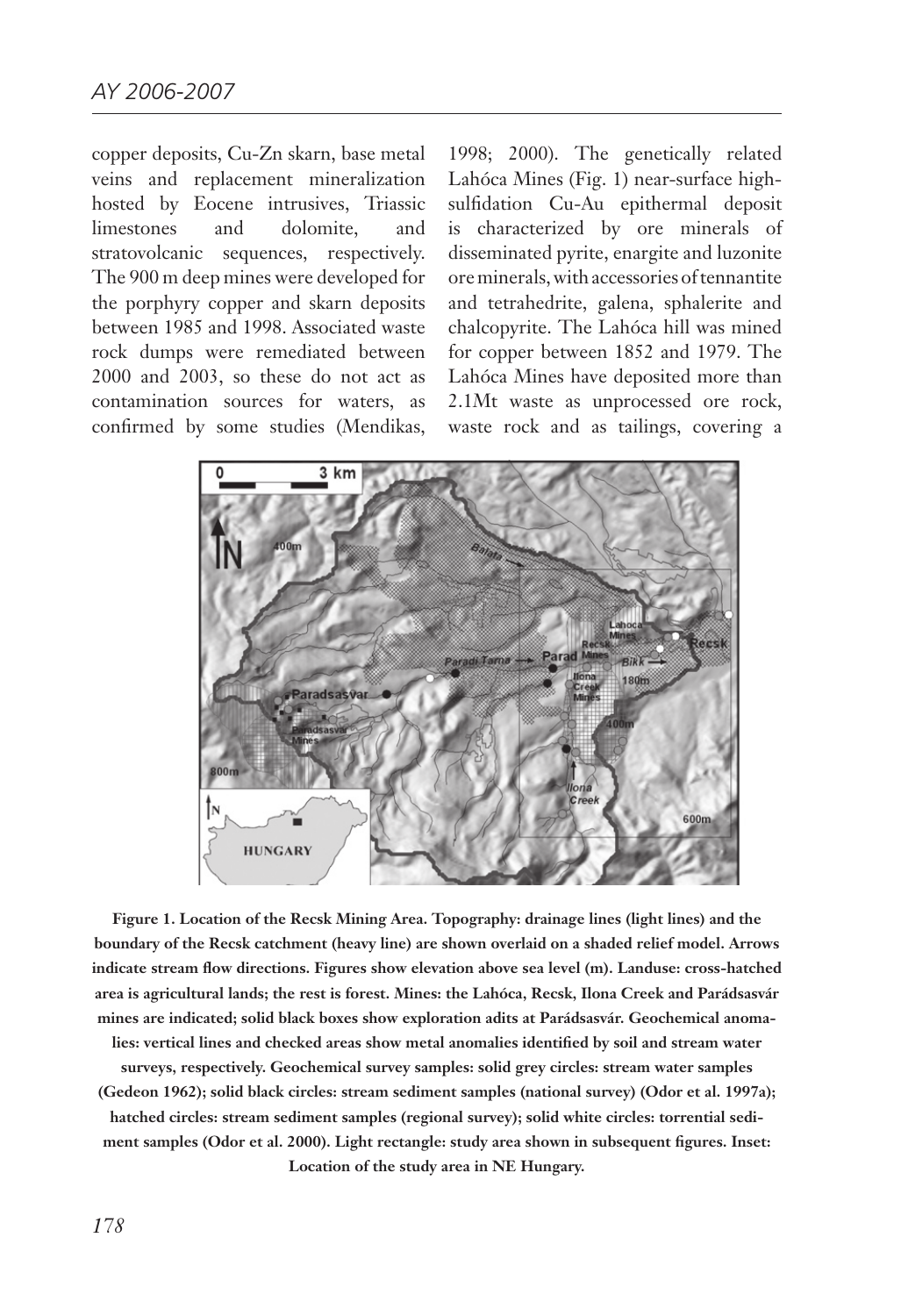copper deposits, Cu-Zn skarn, base metal veins and replacement mineralization hosted by Eocene intrusives, Triassic limestones and dolomite, and stratovolcanic sequences, respectively. The 900 m deep mines were developed for the porphyry copper and skarn deposits between 1985 and 1998. Associated waste rock dumps were remediated between 2000 and 2003, so these do not act as contamination sources for waters, as confirmed by some studies (Mendikas, 1998; 2000). The genetically related Lahóca Mines (Fig. 1) near-surface high-sulfidation Cu-Au epithermal deposit is characterized by ore minerals of disseminated pyrite, enargite and luzonite ore minerals, with accessories of tennantite and tetrahedrite, galena, sphalerite and chalcopyrite. The Lahóca hill was mined for copper between 1852 and 1979. The Lahóca Mines have deposited more than 2.1Mt waste as unprocessed ore rock, waste rock and as tailings, covering a

**Figure 1. Location of the Recsk Mining Area. Topography: drainage lines (light lines) and the boundary of the Recsk catchment (heavy line) are shown overlaid on a shaded relief model. Arrows indicate stream flow directions. Figures show elevation above sea level (m). Landuse: cross-hatched area is agricultural lands; the rest is forest. Mines: the Lahóca, Recsk, Ilona Creek and Parádsasvár mines are indicated; solid black boxes show exploration adits at Parádsasvár. Geochemical anomalies: vertical lines and checked areas show metal anomalies identified by soil and stream water surveys, respectively. Geochemical survey samples: solid grey circles: stream water samples (Gedeon 1962); solid black circles: stream sediment samples (national survey) (Odor et al. 1997a); hatched circles: stream sediment samples (regional survey); solid white circles: torrential sediment samples (Odor et al. 2000). Light rectangle: study area shown in subsequent figures. Inset: Location of the study area in NE Hungary.**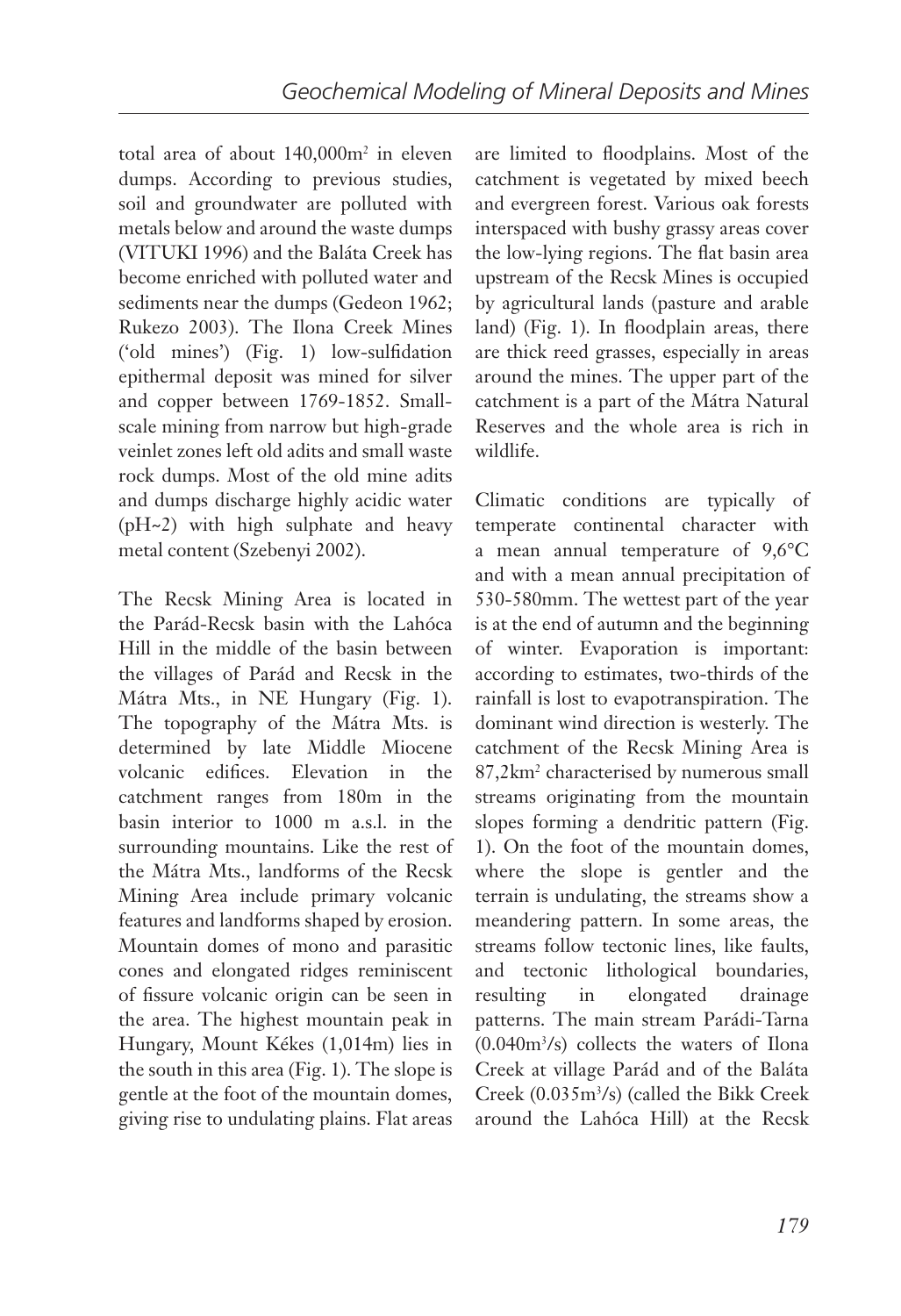total area of about 140,000m$^2$ in eleven dumps. According to previous studies, soil and groundwater are polluted with metals below and around the waste dumps (VITUKI 1996) and the Baláta Creek has become enriched with polluted water and sediments near the dumps (Gedeon 1962; Rukezo 2003). The Ilona Creek Mines ('old mines') (Fig. 1) low-sulfidation epithermal deposit was mined for silver and copper between 1769-1852. Small-scale mining from narrow but high-grade veinlet zones left old adits and small waste rock dumps. Most of the old mine adits and dumps discharge highly acidic water (pH~2) with high sulphate and heavy metal content (Szebenyi 2002).

The Recsk Mining Area is located in the Parád-Recsk basin with the Lahóca Hill in the middle of the basin between the villages of Parád and Recsk in the Mátra Mts., in NE Hungary (Fig. 1). The topography of the Mátra Mts. is determined by late Middle Miocene volcanic edifices. Elevation in the catchment ranges from 180m in the basin interior to 1000 m a.s.l. in the surrounding mountains. Like the rest of the Mátra Mts., landforms of the Recsk Mining Area include primary volcanic features and landforms shaped by erosion. Mountain domes of mono and parasitic cones and elongated ridges reminiscent of fissure volcanic origin can be seen in the area. The highest mountain peak in Hungary, Mount Kékes (1,014m) lies in the south in this area (Fig. 1). The slope is gentle at the foot of the mountain domes, giving rise to undulating plains. Flat areas are limited to floodplains. Most of the catchment is vegetated by mixed beech and evergreen forest. Various oak forests interspaced with bushy grassy areas cover the low-lying regions. The flat basin area upstream of the Recsk Mines is occupied by agricultural lands (pasture and arable land) (Fig. 1). In floodplain areas, there are thick reed grasses, especially in areas around the mines. The upper part of the catchment is a part of the Mátra Natural Reserves and the whole area is rich in wildlife.

Climatic conditions are typically of temperate continental character with a mean annual temperature of 9,6°C and with a mean annual precipitation of 530-580mm. The wettest part of the year is at the end of autumn and the beginning of winter. Evaporation is important: according to estimates, two-thirds of the rainfall is lost to evapotranspiration. The dominant wind direction is westerly. The catchment of the Recsk Mining Area is 87,2km$^2$ characterised by numerous small streams originating from the mountain slopes forming a dendritic pattern (Fig. 1). On the foot of the mountain domes, where the slope is gentler and the terrain is undulating, the streams show a meandering pattern. In some areas, the streams follow tectonic lines, like faults, and tectonic lithological boundaries, resulting in elongated drainage patterns. The main stream Parádi-Tarna (0.040m$^3$/s) collects the waters of Ilona Creek at village Parád and of the Baláta Creek (0.035m$^3$/s) (called the Bikk Creek around the Lahóca Hill) at the Recsk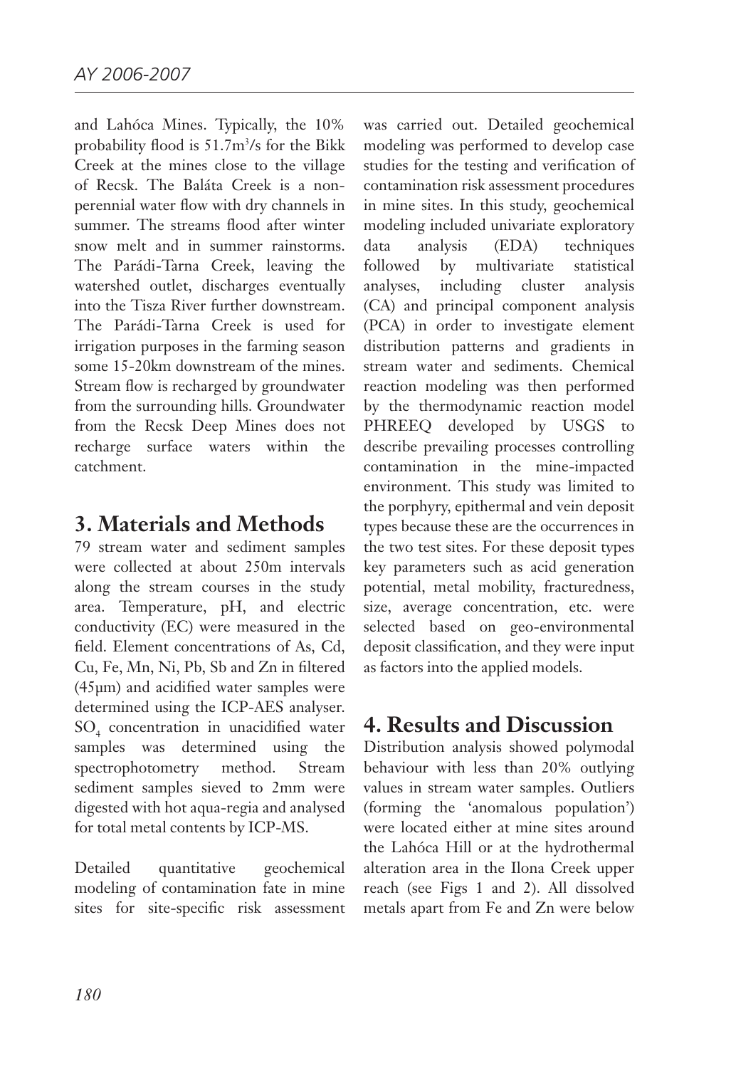and Lahóca Mines. Typically, the 10% probability flood is 51.7m$^3$/s for the Bikk Creek at the mines close to the village of Recsk. The Baláta Creek is a non-perennial water flow with dry channels in summer. The streams flood after winter snow melt and in summer rainstorms. The Parádi-Tarna Creek, leaving the watershed outlet, discharges eventually into the Tisza River further downstream. The Parádi-Tarna Creek is used for irrigation purposes in the farming season some 15-20km downstream of the mines. Stream flow is recharged by groundwater from the surrounding hills. Groundwater from the Recsk Deep Mines does not recharge surface waters within the catchment.

## 3. Materials and Methods

79 stream water and sediment samples were collected at about 250m intervals along the stream courses in the study area. Temperature, pH, and electric conductivity (EC) were measured in the field. Element concentrations of As, Cd, Cu, Fe, Mn, Ni, Pb, Sb and Zn in filtered (45µm) and acidified water samples were determined using the ICP-AES analyser. $SO_4$ concentration in unacidified water samples was determined using the spectrophotometry method. Stream sediment samples sieved to 2mm were digested with hot aqua-regia and analysed for total metal contents by ICP-MS.

Detailed quantitative geochemical modeling of contamination fate in mine sites for site-specific risk assessment was carried out. Detailed geochemical modeling was performed to develop case studies for the testing and verification of contamination risk assessment procedures in mine sites. In this study, geochemical modeling included univariate exploratory data analysis (EDA) techniques followed by multivariate statistical analyses, including cluster analysis (CA) and principal component analysis (PCA) in order to investigate element distribution patterns and gradients in stream water and sediments. Chemical reaction modeling was then performed by the thermodynamic reaction model PHREEQ developed by USGS to describe prevailing processes controlling contamination in the mine-impacted environment. This study was limited to the porphyry, epithermal and vein deposit types because these are the occurrences in the two test sites. For these deposit types key parameters such as acid generation potential, metal mobility, fracturedness, size, average concentration, etc. were selected based on geo-environmental deposit classification, and they were input as factors into the applied models.

## 4. Results and Discussion

Distribution analysis showed polymodal behaviour with less than 20% outlying values in stream water samples. Outliers (forming the 'anomalous population') were located either at mine sites around the Lahóca Hill or at the hydrothermal alteration area in the Ilona Creek upper reach (see Figs 1 and 2). All dissolved metals apart from Fe and Zn were below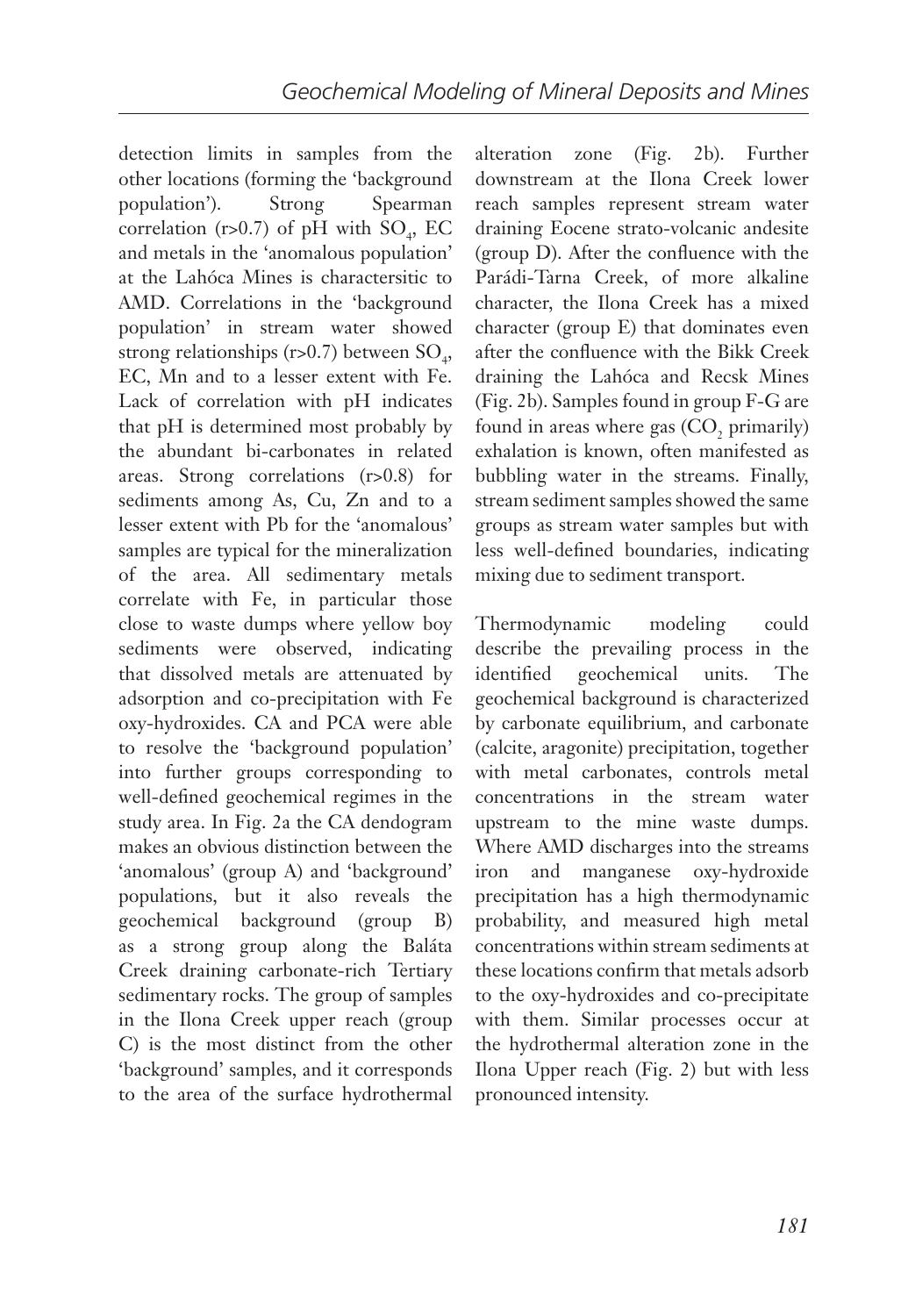detection limits in samples from the other locations (forming the 'background population'). Strong Spearman correlation (r>0.7) of pH with $SO_4$, EC and metals in the 'anomalous population' at the Lahóca Mines is charactersitic to AMD. Correlations in the 'background population' in stream water showed strong relationships (r>0.7) between $SO_4$, EC, Mn and to a lesser extent with Fe. Lack of correlation with pH indicates that pH is determined most probably by the abundant bi-carbonates in related areas. Strong correlations (r>0.8) for sediments among As, Cu, Zn and to a lesser extent with Pb for the 'anomalous' samples are typical for the mineralization of the area. All sedimentary metals correlate with Fe, in particular those close to waste dumps where yellow boy sediments were observed, indicating that dissolved metals are attenuated by adsorption and co-precipitation with Fe oxy-hydroxides. CA and PCA were able to resolve the 'background population' into further groups corresponding to well-defined geochemical regimes in the study area. In Fig. 2a the CA dendogram makes an obvious distinction between the 'anomalous' (group A) and 'background' populations, but it also reveals the geochemical background (group B) as a strong group along the Baláta Creek draining carbonate-rich Tertiary sedimentary rocks. The group of samples in the Ilona Creek upper reach (group C) is the most distinct from the other 'background' samples, and it corresponds to the area of the surface hydrothermal alteration zone (Fig. 2b). Further downstream at the Ilona Creek lower reach samples represent stream water draining Eocene strato-volcanic andesite (group D). After the confluence with the Parádi-Tarna Creek, of more alkaline character, the Ilona Creek has a mixed character (group E) that dominates even after the confluence with the Bikk Creek draining the Lahóca and Recsk Mines (Fig. 2b). Samples found in group F-G are found in areas where gas ($CO_2$ primarily) exhalation is known, often manifested as bubbling water in the streams. Finally, stream sediment samples showed the same groups as stream water samples but with less well-defined boundaries, indicating mixing due to sediment transport.

Thermodynamic modeling could describe the prevailing process in the identified geochemical units. The geochemical background is characterized by carbonate equilibrium, and carbonate (calcite, aragonite) precipitation, together with metal carbonates, controls metal concentrations in the stream water upstream to the mine waste dumps. Where AMD discharges into the streams iron and manganese oxy-hydroxide precipitation has a high thermodynamic probability, and measured high metal concentrations within stream sediments at these locations confirm that metals adsorb to the oxy-hydroxides and co-precipitate with them. Similar processes occur at the hydrothermal alteration zone in the Ilona Upper reach (Fig. 2) but with less pronounced intensity.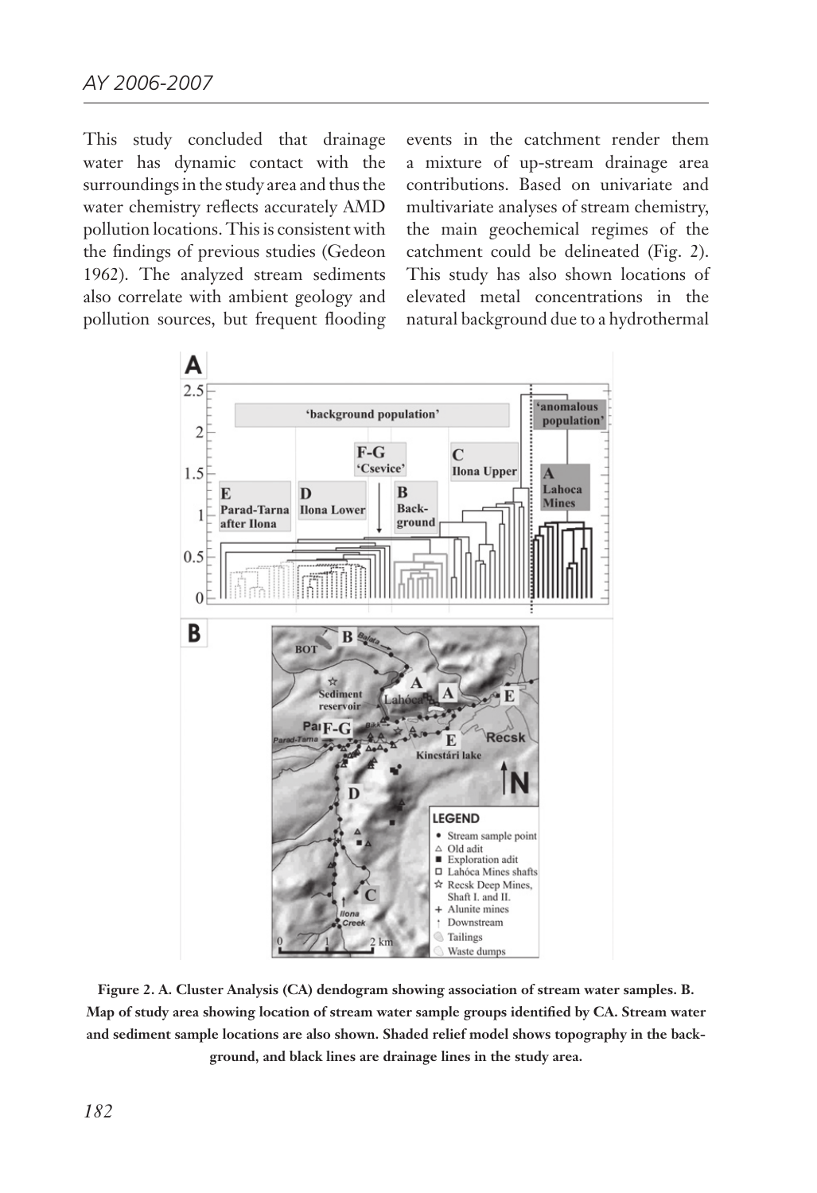This study concluded that drainage water has dynamic contact with the surroundings in the study area and thus the water chemistry reflects accurately AMD pollution locations. This is consistent with the findings of previous studies (Gedeon 1962). The analyzed stream sediments also correlate with ambient geology and pollution sources, but frequent flooding events in the catchment render them a mixture of up-stream drainage area contributions. Based on univariate and multivariate analyses of stream chemistry, the main geochemical regimes of the catchment could be delineated (Fig. 2). This study has also shown locations of elevated metal concentrations in the natural background due to a hydrothermal

**Figure 2. A. Cluster Analysis (CA) dendogram showing association of stream water samples. B. Map of study area showing location of stream water sample groups identified by CA. Stream water and sediment sample locations are also shown. Shaded relief model shows topography in the background, and black lines are drainage lines in the study area.**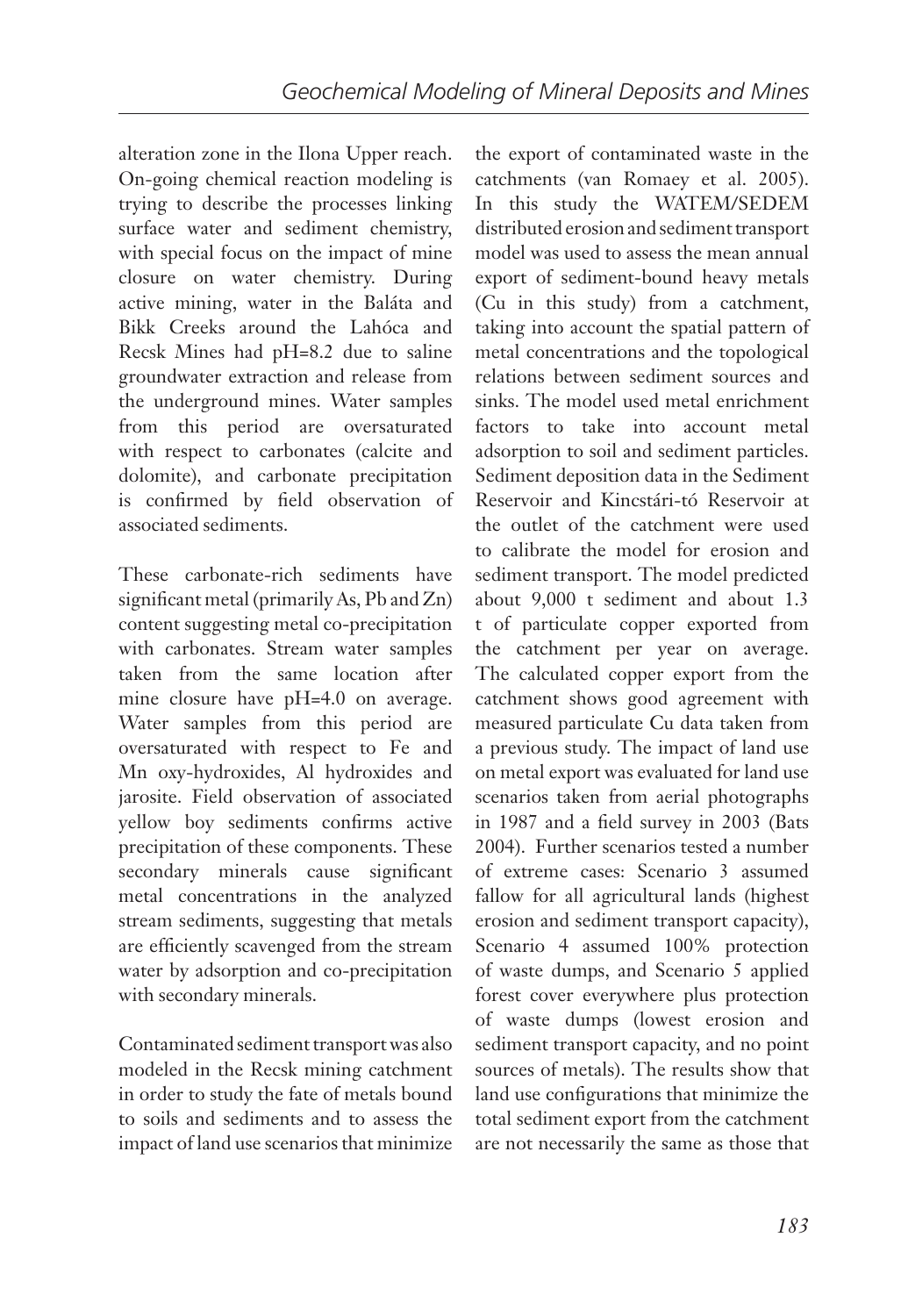alteration zone in the Ilona Upper reach. On-going chemical reaction modeling is trying to describe the processes linking surface water and sediment chemistry, with special focus on the impact of mine closure on water chemistry. During active mining, water in the Baláta and Bikk Creeks around the Lahóca and Recsk Mines had pH=8.2 due to saline groundwater extraction and release from the underground mines. Water samples from this period are oversaturated with respect to carbonates (calcite and dolomite), and carbonate precipitation is confirmed by field observation of associated sediments.

These carbonate-rich sediments have significant metal (primarily As, Pb and Zn) content suggesting metal co-precipitation with carbonates. Stream water samples taken from the same location after mine closure have pH=4.0 on average. Water samples from this period are oversaturated with respect to Fe and Mn oxy-hydroxides, Al hydroxides and jarosite. Field observation of associated yellow boy sediments confirms active precipitation of these components. These secondary minerals cause significant metal concentrations in the analyzed stream sediments, suggesting that metals are efficiently scavenged from the stream water by adsorption and co-precipitation with secondary minerals.

Contaminated sediment transport was also modeled in the Recsk mining catchment in order to study the fate of metals bound to soils and sediments and to assess the impact of land use scenarios that minimize the export of contaminated waste in the catchments (van Romaey et al. 2005). In this study the WATEM/SEDEM distributed erosion and sediment transport model was used to assess the mean annual export of sediment-bound heavy metals (Cu in this study) from a catchment, taking into account the spatial pattern of metal concentrations and the topological relations between sediment sources and sinks. The model used metal enrichment factors to take into account metal adsorption to soil and sediment particles. Sediment deposition data in the Sediment Reservoir and Kincstári-tó Reservoir at the outlet of the catchment were used to calibrate the model for erosion and sediment transport. The model predicted about 9,000 t sediment and about 1.3 t of particulate copper exported from the catchment per year on average. The calculated copper export from the catchment shows good agreement with measured particulate Cu data taken from a previous study. The impact of land use on metal export was evaluated for land use scenarios taken from aerial photographs in 1987 and a field survey in 2003 (Bats 2004). Further scenarios tested a number of extreme cases: Scenario 3 assumed fallow for all agricultural lands (highest erosion and sediment transport capacity), Scenario 4 assumed 100% protection of waste dumps, and Scenario 5 applied forest cover everywhere plus protection of waste dumps (lowest erosion and sediment transport capacity, and no point sources of metals). The results show that land use configurations that minimize the total sediment export from the catchment are not necessarily the same as those that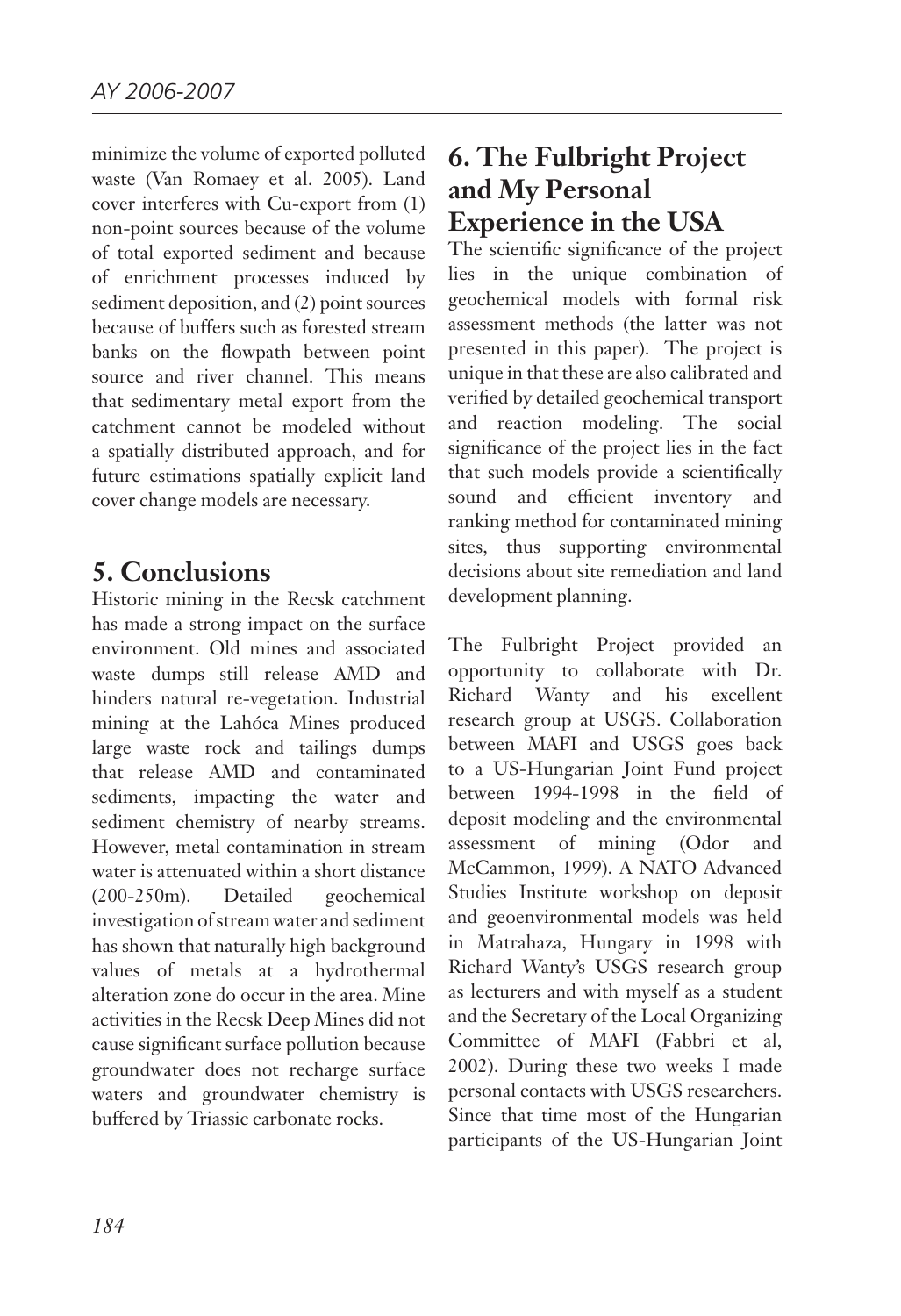minimize the volume of exported polluted waste (Van Romaey et al. 2005). Land cover interferes with Cu-export from (1) non-point sources because of the volume of total exported sediment and because of enrichment processes induced by sediment deposition, and (2) point sources because of buffers such as forested stream banks on the flowpath between point source and river channel. This means that sedimentary metal export from the catchment cannot be modeled without a spatially distributed approach, and for future estimations spatially explicit land cover change models are necessary.

## 5. Conclusions

Historic mining in the Recsk catchment has made a strong impact on the surface environment. Old mines and associated waste dumps still release AMD and hinders natural re-vegetation. Industrial mining at the Lahóca Mines produced large waste rock and tailings dumps that release AMD and contaminated sediments, impacting the water and sediment chemistry of nearby streams. However, metal contamination in stream water is attenuated within a short distance (200-250m). Detailed geochemical investigation of stream water and sediment has shown that naturally high background values of metals at a hydrothermal alteration zone do occur in the area. Mine activities in the Recsk Deep Mines did not cause significant surface pollution because groundwater does not recharge surface waters and groundwater chemistry is buffered by Triassic carbonate rocks.

## 6. The Fulbright Project and My Personal Experience in the USA

The scientific significance of the project lies in the unique combination of geochemical models with formal risk assessment methods (the latter was not presented in this paper). The project is unique in that these are also calibrated and verified by detailed geochemical transport and reaction modeling. The social significance of the project lies in the fact that such models provide a scientifically sound and efficient inventory and ranking method for contaminated mining sites, thus supporting environmental decisions about site remediation and land development planning.

The Fulbright Project provided an opportunity to collaborate with Dr. Richard Wanty and his excellent research group at USGS. Collaboration between MAFI and USGS goes back to a US-Hungarian Joint Fund project between 1994-1998 in the field of deposit modeling and the environmental assessment of mining (Odor and McCammon, 1999). A NATO Advanced Studies Institute workshop on deposit and geoenvironmental models was held in Matrahaza, Hungary in 1998 with Richard Wanty's USGS research group as lecturers and with myself as a student and the Secretary of the Local Organizing Committee of MAFI (Fabbri et al, 2002). During these two weeks I made personal contacts with USGS researchers. Since that time most of the Hungarian participants of the US-Hungarian Joint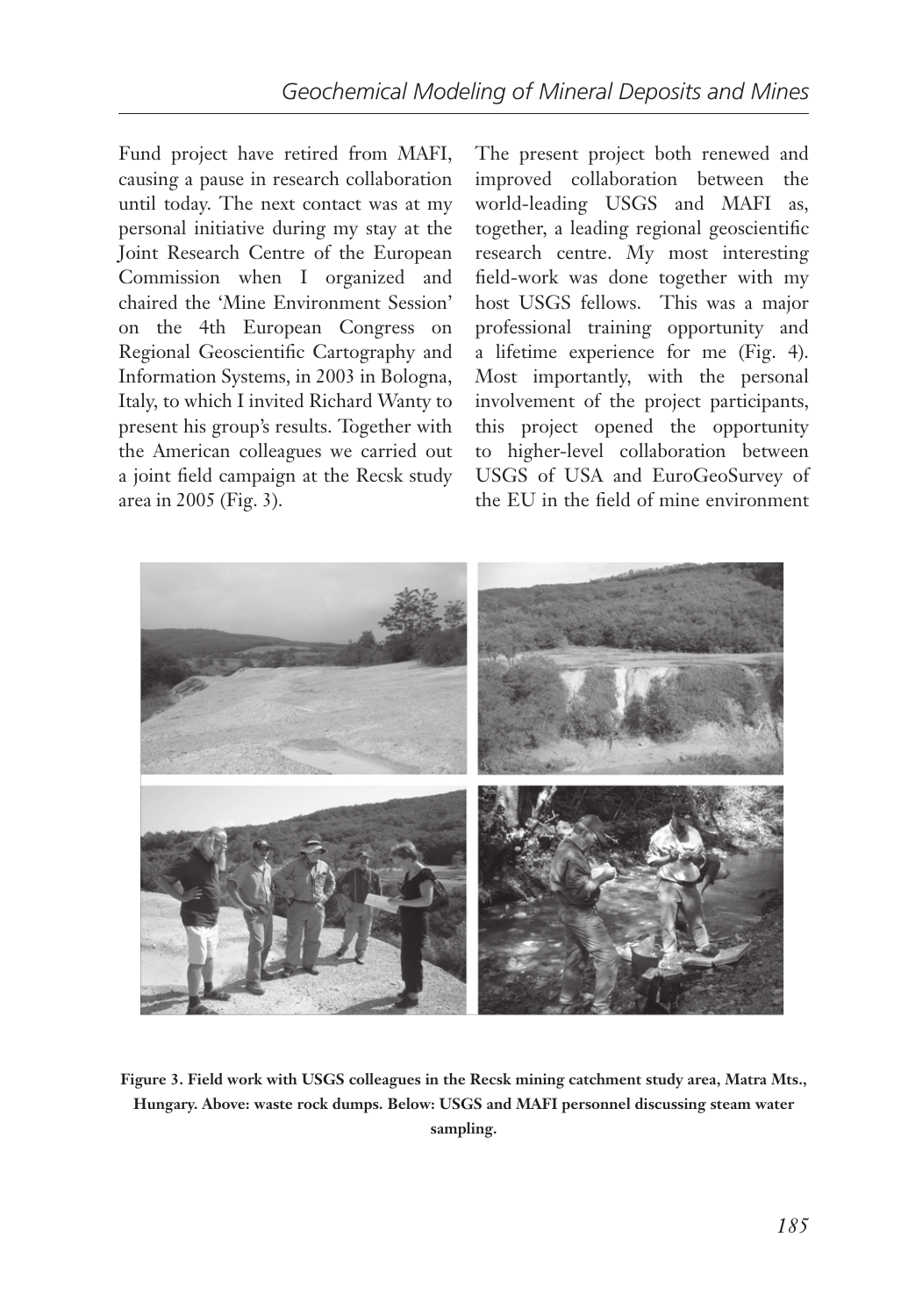Fund project have retired from MAFI, causing a pause in research collaboration until today. The next contact was at my personal initiative during my stay at the Joint Research Centre of the European Commission when I organized and chaired the 'Mine Environment Session' on the 4th European Congress on Regional Geoscientific Cartography and Information Systems, in 2003 in Bologna, Italy, to which I invited Richard Wanty to present his group's results. Together with the American colleagues we carried out a joint field campaign at the Recsk study area in 2005 (Fig. 3).

The present project both renewed and improved collaboration between the world-leading USGS and MAFI as, together, a leading regional geoscientific research centre. My most interesting field-work was done together with my host USGS fellows. This was a major professional training opportunity and a lifetime experience for me (Fig. 4). Most importantly, with the personal involvement of the project participants, this project opened the opportunity to higher-level collaboration between USGS of USA and EuroGeoSurvey of the EU in the field of mine environment

**Figure 3. Field work with USGS colleagues in the Recsk mining catchment study area, Matra Mts., Hungary. Above: waste rock dumps. Below: USGS and MAFI personnel discussing steam water sampling.**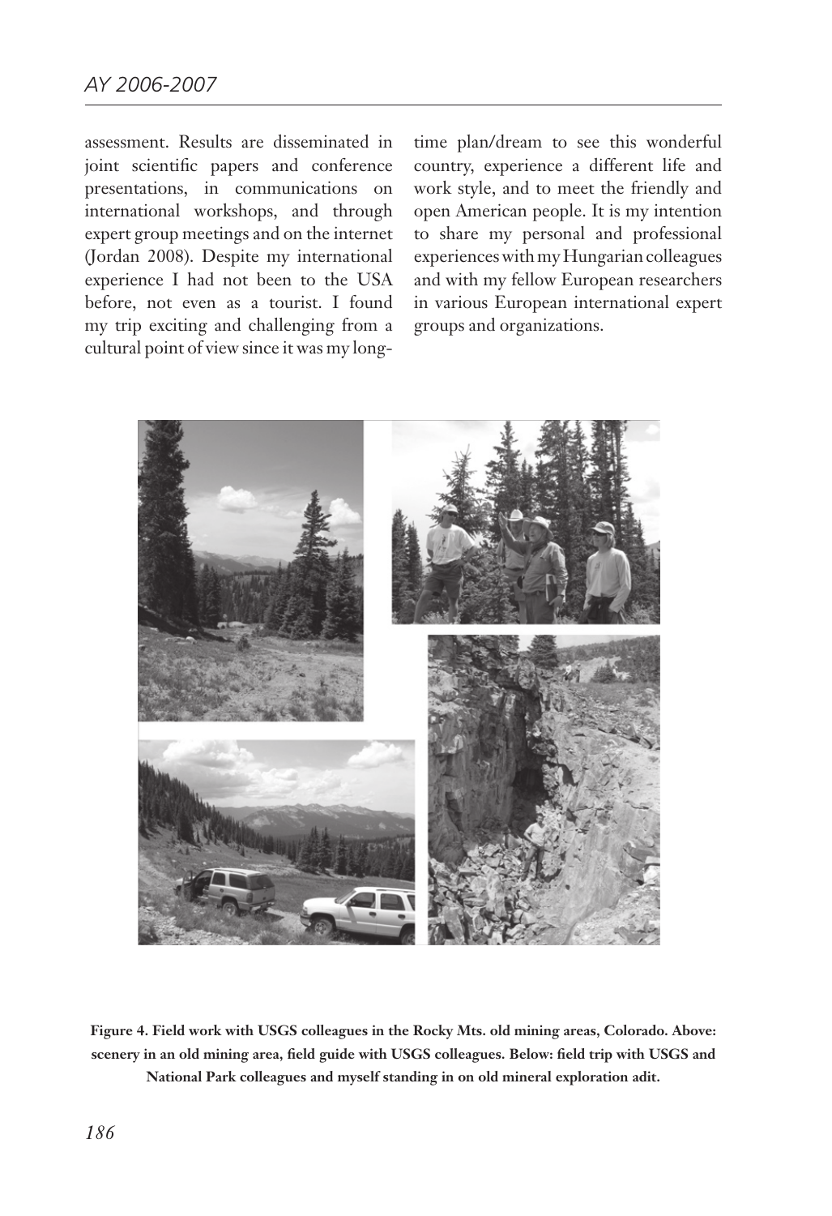assessment. Results are disseminated in joint scientific papers and conference presentations, in communications on international workshops, and through expert group meetings and on the internet (Jordan 2008). Despite my international experience I had not been to the USA before, not even as a tourist. I found my trip exciting and challenging from a cultural point of view since it was my long-time plan/dream to see this wonderful country, experience a different life and work style, and to meet the friendly and open American people. It is my intention to share my personal and professional experiences with my Hungarian colleagues and with my fellow European researchers in various European international expert groups and organizations.

**Figure 4. Field work with USGS colleagues in the Rocky Mts. old mining areas, Colorado. Above: scenery in an old mining area, field guide with USGS colleagues. Below: field trip with USGS and National Park colleagues and myself standing in on old mineral exploration adit.**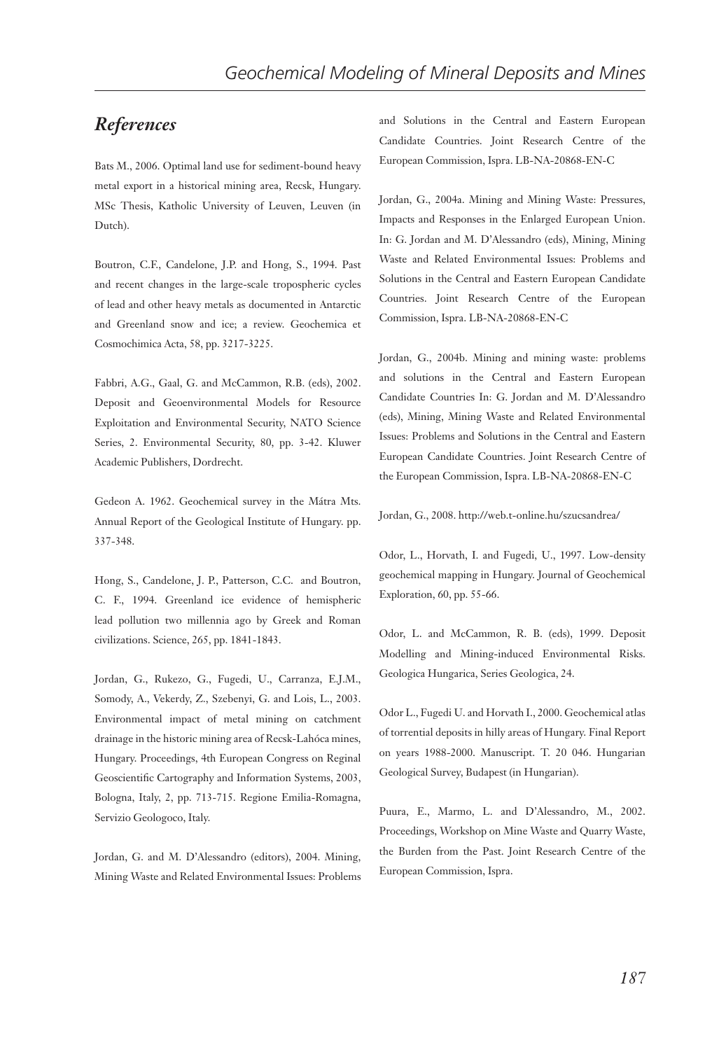## *References*

Bats M., 2006. Optimal land use for sediment-bound heavy metal export in a historical mining area, Recsk, Hungary. MSc Thesis, Katholic University of Leuven, Leuven (in Dutch).

Boutron, C.F., Candelone, J.P. and Hong, S., 1994. Past and recent changes in the large-scale tropospheric cycles of lead and other heavy metals as documented in Antarctic and Greenland snow and ice; a review. Geochemica et Cosmochimica Acta, 58, pp. 3217-3225.

Fabbri, A.G., Gaal, G. and McCammon, R.B. (eds), 2002. Deposit and Geoenvironmental Models for Resource Exploitation and Environmental Security, NATO Science Series, 2. Environmental Security, 80, pp. 3-42. Kluwer Academic Publishers, Dordrecht.

Gedeon A. 1962. Geochemical survey in the Mátra Mts. Annual Report of the Geological Institute of Hungary. pp. 337-348.

Hong, S., Candelone, J. P., Patterson, C.C. and Boutron, C. F., 1994. Greenland ice evidence of hemispheric lead pollution two millennia ago by Greek and Roman civilizations. Science, 265, pp. 1841-1843.

Jordan, G., Rukezo, G., Fugedi, U., Carranza, E.J.M., Somody, A., Vekerdy, Z., Szebenyi, G. and Lois, L., 2003. Environmental impact of metal mining on catchment drainage in the historic mining area of Recsk-Lahóca mines, Hungary. Proceedings, 4th European Congress on Reginal Geoscientific Cartography and Information Systems, 2003, Bologna, Italy, 2, pp. 713-715. Regione Emilia-Romagna, Servizio Geologoco, Italy.

Jordan, G. and M. D'Alessandro (editors), 2004. Mining, Mining Waste and Related Environmental Issues: Problems and Solutions in the Central and Eastern European Candidate Countries. Joint Research Centre of the European Commission, Ispra. LB-NA-20868-EN-C

Jordan, G., 2004a. Mining and Mining Waste: Pressures, Impacts and Responses in the Enlarged European Union. In: G. Jordan and M. D'Alessandro (eds), Mining, Mining Waste and Related Environmental Issues: Problems and Solutions in the Central and Eastern European Candidate Countries. Joint Research Centre of the European Commission, Ispra. LB-NA-20868-EN-C

Jordan, G., 2004b. Mining and mining waste: problems and solutions in the Central and Eastern European Candidate Countries In: G. Jordan and M. D'Alessandro (eds), Mining, Mining Waste and Related Environmental Issues: Problems and Solutions in the Central and Eastern European Candidate Countries. Joint Research Centre of the European Commission, Ispra. LB-NA-20868-EN-C

Jordan, G., 2008. http://web.t-online.hu/szucsandrea/

Odor, L., Horvath, I. and Fugedi, U., 1997. Low-density geochemical mapping in Hungary. Journal of Geochemical Exploration, 60, pp. 55-66.

Odor, L. and McCammon, R. B. (eds), 1999. Deposit Modelling and Mining-induced Environmental Risks. Geologica Hungarica, Series Geologica, 24.

Odor L., Fugedi U. and Horvath I., 2000. Geochemical atlas of torrential deposits in hilly areas of Hungary. Final Report on years 1988-2000. Manuscript. T. 20 046. Hungarian Geological Survey, Budapest (in Hungarian).

Puura, E., Marmo, L. and D'Alessandro, M., 2002. Proceedings, Workshop on Mine Waste and Quarry Waste, the Burden from the Past. Joint Research Centre of the European Commission, Ispra.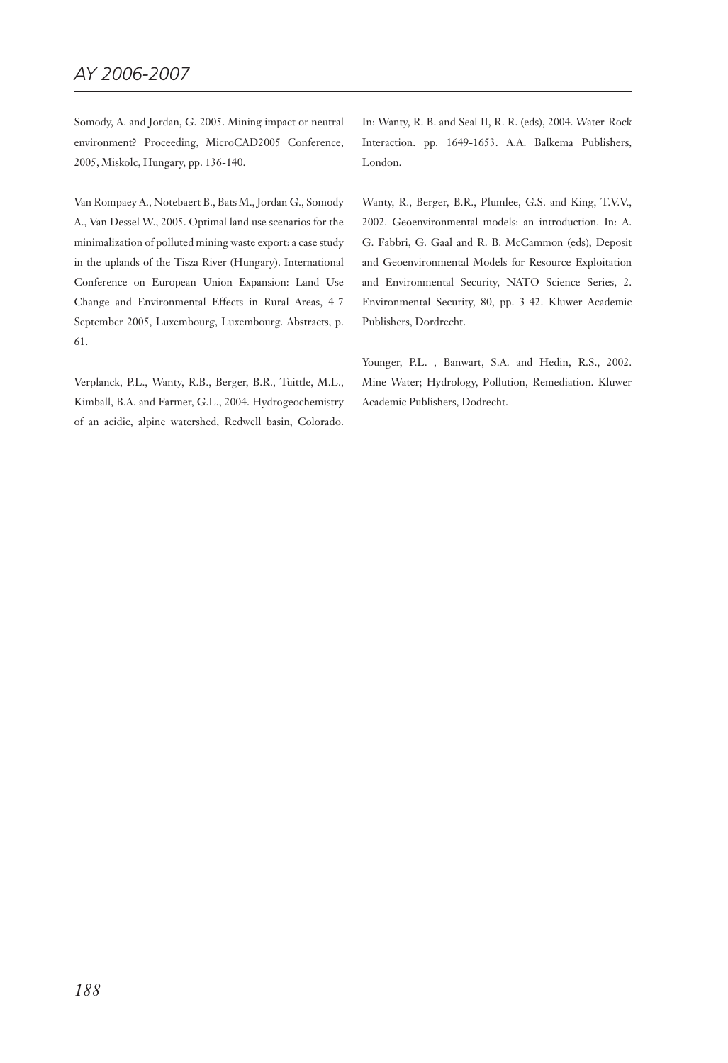Somody, A. and Jordan, G. 2005. Mining impact or neutral environment? Proceeding, MicroCAD2005 Conference, 2005, Miskolc, Hungary, pp. 136-140.

Van Rompaey A., Notebaert B., Bats M., Jordan G., Somody A., Van Dessel W., 2005. Optimal land use scenarios for the minimalization of polluted mining waste export: a case study in the uplands of the Tisza River (Hungary). International Conference on European Union Expansion: Land Use Change and Environmental Effects in Rural Areas, 4-7 September 2005, Luxembourg, Luxembourg. Abstracts, p. 61.

Verplanck, P.L., Wanty, R.B., Berger, B.R., Tuittle, M.L., Kimball, B.A. and Farmer, G.L., 2004. Hydrogeochemistry of an acidic, alpine watershed, Redwell basin, Colorado. In: Wanty, R. B. and Seal II, R. R. (eds), 2004. Water-Rock Interaction. pp. 1649-1653. A.A. Balkema Publishers, London.

Wanty, R., Berger, B.R., Plumlee, G.S. and King, T.V.V., 2002. Geoenvironmental models: an introduction. In: A. G. Fabbri, G. Gaal and R. B. McCammon (eds), Deposit and Geoenvironmental Models for Resource Exploitation and Environmental Security, NATO Science Series, 2. Environmental Security, 80, pp. 3-42. Kluwer Academic Publishers, Dordrecht.

Younger, P.L. , Banwart, S.A. and Hedin, R.S., 2002. Mine Water; Hydrology, Pollution, Remediation. Kluwer Academic Publishers, Dodrecht.